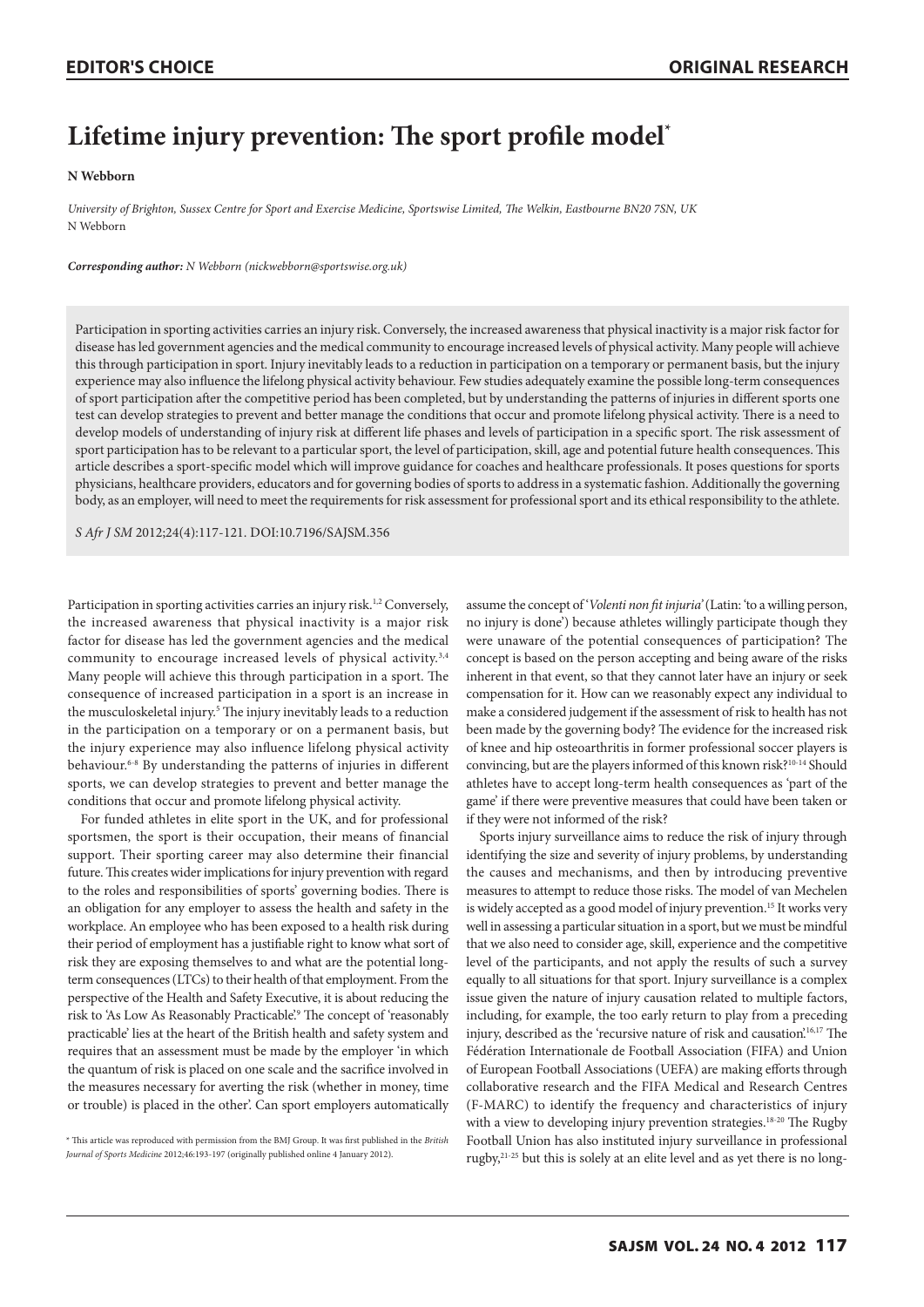**EDITOR'S CHOICE**

**ORIGINAL RESEARCH**

# Lifetime injury prevention: The sport profile model*

**N Webborn**

*University of Brighton, Sussex Centre for Sport and Exercise Medicine, Sportswise Limited, The Welkin, Eastbourne BN20 7SN, UK*
N Webborn

***Corresponding author:** N Webborn (nickwebborn@sportswise.org.uk)*

Participation in sporting activities carries an injury risk. Conversely, the increased awareness that physical inactivity is a major risk factor for disease has led government agencies and the medical community to encourage increased levels of physical activity. Many people will achieve this through participation in sport. Injury inevitably leads to a reduction in participation on a temporary or permanent basis, but the injury experience may also influence the lifelong physical activity behaviour. Few studies adequately examine the possible long-term consequences of sport participation after the competitive period has been completed, but by understanding the patterns of injuries in different sports one test can develop strategies to prevent and better manage the conditions that occur and promote lifelong physical activity. There is a need to develop models of understanding of injury risk at different life phases and levels of participation in a specific sport. The risk assessment of sport participation has to be relevant to a particular sport, the level of participation, skill, age and potential future health consequences. This article describes a sport-specific model which will improve guidance for coaches and healthcare professionals. It poses questions for sports physicians, healthcare providers, educators and for governing bodies of sports to address in a systematic fashion. Additionally the governing body, as an employer, will need to meet the requirements for risk assessment for professional sport and its ethical responsibility to the athlete.

*S Afr J SM* 2012;24(4):117-121. DOI:10.7196/SAJSM.356

Participation in sporting activities carries an injury risk.[1,2] Conversely, the increased awareness that physical inactivity is a major risk factor for disease has led the government agencies and the medical community to encourage increased levels of physical activity.[3,4] Many people will achieve this through participation in a sport. The consequence of increased participation in a sport is an increase in the musculoskeletal injury.[5] The injury inevitably leads to a reduction in the participation on a temporary or on a permanent basis, but the injury experience may also influence lifelong physical activity behaviour.[6-8] By understanding the patterns of injuries in different sports, we can develop strategies to prevent and better manage the conditions that occur and promote lifelong physical activity.

For funded athletes in elite sport in the UK, and for professional sportsmen, the sport is their occupation, their means of financial support. Their sporting career may also determine their financial future. This creates wider implications for injury prevention with regard to the roles and responsibilities of sports' governing bodies. There is an obligation for any employer to assess the health and safety in the workplace. An employee who has been exposed to a health risk during their period of employment has a justifiable right to know what sort of risk they are exposing themselves to and what are the potential long-term consequences (LTCs) to their health of that employment. From the perspective of the Health and Safety Executive, it is about reducing the risk to 'As Low As Reasonably Practicable'.[9] The concept of 'reasonably practicable' lies at the heart of the British health and safety system and requires that an assessment must be made by the employer 'in which the quantum of risk is placed on one scale and the sacrifice involved in the measures necessary for averting the risk (whether in money, time or trouble) is placed in the other'. Can sport employers automatically assume the concept of '*Volenti non fit injuria*' (Latin: 'to a willing person, no injury is done') because athletes willingly participate though they were unaware of the potential consequences of participation? The concept is based on the person accepting and being aware of the risks inherent in that event, so that they cannot later have an injury or seek compensation for it. How can we reasonably expect any individual to make a considered judgement if the assessment of risk to health has not been made by the governing body? The evidence for the increased risk of knee and hip osteoarthritis in former professional soccer players is convincing, but are the players informed of this known risk?[10-14] Should athletes have to accept long-term health consequences as 'part of the game' if there were preventive measures that could have been taken or if they were not informed of the risk?

Sports injury surveillance aims to reduce the risk of injury through identifying the size and severity of injury problems, by understanding the causes and mechanisms, and then by introducing preventive measures to attempt to reduce those risks. The model of van Mechelen is widely accepted as a good model of injury prevention.[15] It works very well in assessing a particular situation in a sport, but we must be mindful that we also need to consider age, skill, experience and the competitive level of the participants, and not apply the results of such a survey equally to all situations for that sport. Injury surveillance is a complex issue given the nature of injury causation related to multiple factors, including, for example, the too early return to play from a preceding injury, described as the 'recursive nature of risk and causation'.[16,17] The Fédération Internationale de Football Association (FIFA) and Union of European Football Associations (UEFA) are making efforts through collaborative research and the FIFA Medical and Research Centres (F-MARC) to identify the frequency and characteristics of injury with a view to developing injury prevention strategies.[18-20] The Rugby Football Union has also instituted injury surveillance in professional rugby,[21-25] but this is solely at an elite level and as yet there is no long-

\* This article was reproduced with permission from the BMJ Group. It was first published in the *British Journal of Sports Medicine* 2012;46:193-197 (originally published online 4 January 2012).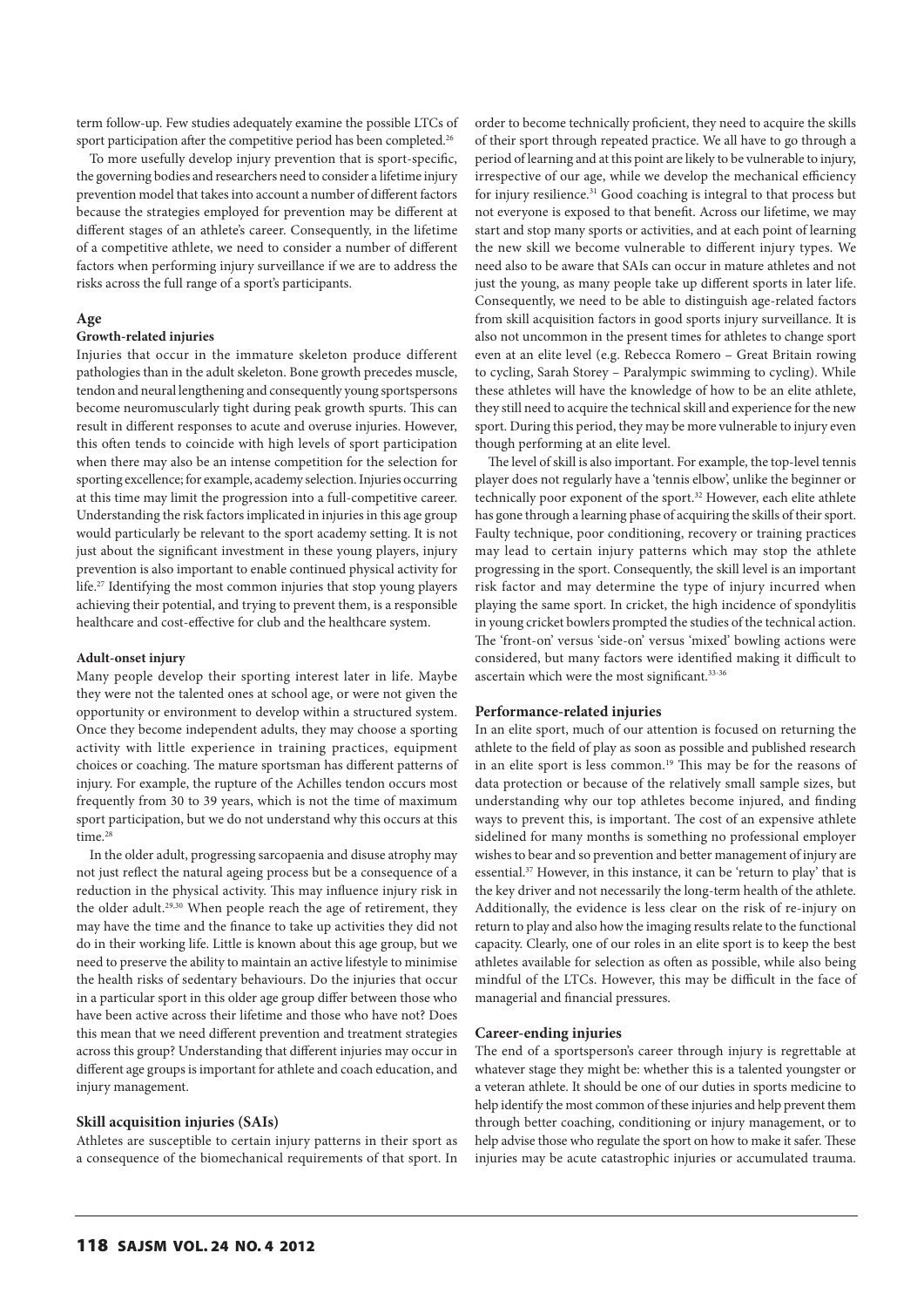term follow-up. Few studies adequately examine the possible LTCs of sport participation after the competitive period has been completed.[26]

To more usefully develop injury prevention that is sport-specific, the governing bodies and researchers need to consider a lifetime injury prevention model that takes into account a number of different factors because the strategies employed for prevention may be different at different stages of an athlete's career. Consequently, in the lifetime of a competitive athlete, we need to consider a number of different factors when performing injury surveillance if we are to address the risks across the full range of a sport's participants.

## Age

### Growth-related injuries

Injuries that occur in the immature skeleton produce different pathologies than in the adult skeleton. Bone growth precedes muscle, tendon and neural lengthening and consequently young sportspersons become neuromuscularly tight during peak growth spurts. This can result in different responses to acute and overuse injuries. However, this often tends to coincide with high levels of sport participation when there may also be an intense competition for the selection for sporting excellence; for example, academy selection. Injuries occurring at this time may limit the progression into a full-competitive career. Understanding the risk factors implicated in injuries in this age group would particularly be relevant to the sport academy setting. It is not just about the significant investment in these young players, injury prevention is also important to enable continued physical activity for life.[27] Identifying the most common injuries that stop young players achieving their potential, and trying to prevent them, is a responsible healthcare and cost-effective for club and the healthcare system.

### Adult-onset injury

Many people develop their sporting interest later in life. Maybe they were not the talented ones at school age, or were not given the opportunity or environment to develop within a structured system. Once they become independent adults, they may choose a sporting activity with little experience in training practices, equipment choices or coaching. The mature sportsman has different patterns of injury. For example, the rupture of the Achilles tendon occurs most frequently from 30 to 39 years, which is not the time of maximum sport participation, but we do not understand why this occurs at this time.[28]

In the older adult, progressing sarcopaenia and disuse atrophy may not just reflect the natural ageing process but be a consequence of a reduction in the physical activity. This may influence injury risk in the older adult.[29,30] When people reach the age of retirement, they may have the time and the finance to take up activities they did not do in their working life. Little is known about this age group, but we need to preserve the ability to maintain an active lifestyle to minimise the health risks of sedentary behaviours. Do the injuries that occur in a particular sport in this older age group differ between those who have been active across their lifetime and those who have not? Does this mean that we need different prevention and treatment strategies across this group? Understanding that different injuries may occur in different age groups is important for athlete and coach education, and injury management.

### Skill acquisition injuries (SAIs)

Athletes are susceptible to certain injury patterns in their sport as a consequence of the biomechanical requirements of that sport. In order to become technically proficient, they need to acquire the skills of their sport through repeated practice. We all have to go through a period of learning and at this point are likely to be vulnerable to injury, irrespective of our age, while we develop the mechanical efficiency for injury resilience.[31] Good coaching is integral to that process but not everyone is exposed to that benefit. Across our lifetime, we may start and stop many sports or activities, and at each point of learning the new skill we become vulnerable to different injury types. We need also to be aware that SAIs can occur in mature athletes and not just the young, as many people take up different sports in later life. Consequently, we need to be able to distinguish age-related factors from skill acquisition factors in good sports injury surveillance. It is also not uncommon in the present times for athletes to change sport even at an elite level (e.g. Rebecca Romero – Great Britain rowing to cycling, Sarah Storey – Paralympic swimming to cycling). While these athletes will have the knowledge of how to be an elite athlete, they still need to acquire the technical skill and experience for the new sport. During this period, they may be more vulnerable to injury even though performing at an elite level.

The level of skill is also important. For example, the top-level tennis player does not regularly have a 'tennis elbow', unlike the beginner or technically poor exponent of the sport.[32] However, each elite athlete has gone through a learning phase of acquiring the skills of their sport. Faulty technique, poor conditioning, recovery or training practices may lead to certain injury patterns which may stop the athlete progressing in the sport. Consequently, the skill level is an important risk factor and may determine the type of injury incurred when playing the same sport. In cricket, the high incidence of spondylitis in young cricket bowlers prompted the studies of the technical action. The 'front-on' versus 'side-on' versus 'mixed' bowling actions were considered, but many factors were identified making it difficult to ascertain which were the most significant.[33-36]

### Performance-related injuries

In an elite sport, much of our attention is focused on returning the athlete to the field of play as soon as possible and published research in an elite sport is less common.[19] This may be for the reasons of data protection or because of the relatively small sample sizes, but understanding why our top athletes become injured, and finding ways to prevent this, is important. The cost of an expensive athlete sidelined for many months is something no professional employer wishes to bear and so prevention and better management of injury are essential.[37] However, in this instance, it can be 'return to play' that is the key driver and not necessarily the long-term health of the athlete. Additionally, the evidence is less clear on the risk of re-injury on return to play and also how the imaging results relate to the functional capacity. Clearly, one of our roles in an elite sport is to keep the best athletes available for selection as often as possible, while also being mindful of the LTCs. However, this may be difficult in the face of managerial and financial pressures.

### Career-ending injuries

The end of a sportsperson's career through injury is regrettable at whatever stage they might be: whether this is a talented youngster or a veteran athlete. It should be one of our duties in sports medicine to help identify the most common of these injuries and help prevent them through better coaching, conditioning or injury management, or to help advise those who regulate the sport on how to make it safer. These injuries may be acute catastrophic injuries or accumulated trauma.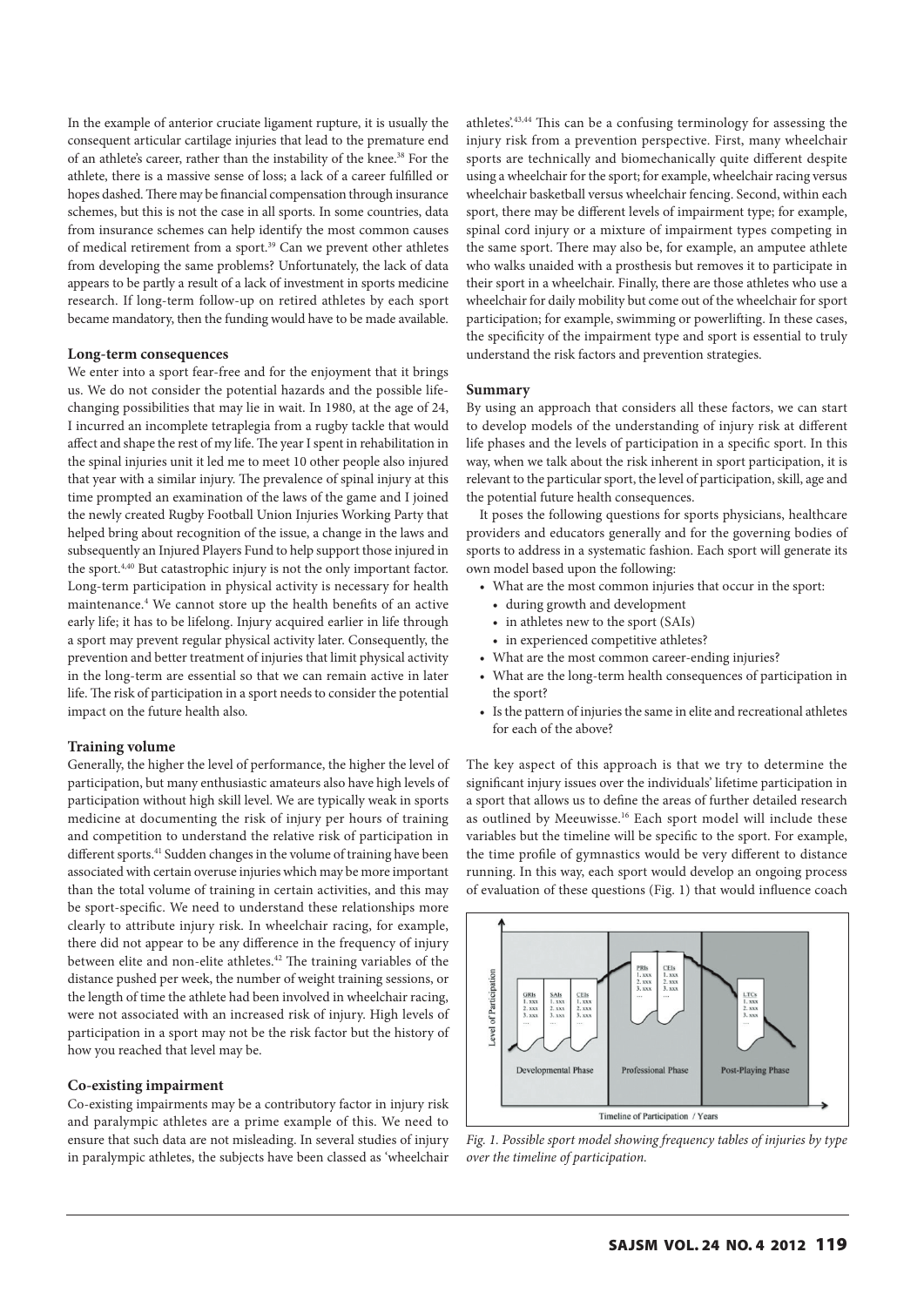In the example of anterior cruciate ligament rupture, it is usually the consequent articular cartilage injuries that lead to the premature end of an athlete's career, rather than the instability of the knee.[38] For the athlete, there is a massive sense of loss; a lack of a career fulfilled or hopes dashed. There may be financial compensation through insurance schemes, but this is not the case in all sports. In some countries, data from insurance schemes can help identify the most common causes of medical retirement from a sport.[39] Can we prevent other athletes from developing the same problems? Unfortunately, the lack of data appears to be partly a result of a lack of investment in sports medicine research. If long-term follow-up on retired athletes by each sport became mandatory, then the funding would have to be made available.

**Long-term consequences**

We enter into a sport fear-free and for the enjoyment that it brings us. We do not consider the potential hazards and the possible life-changing possibilities that may lie in wait. In 1980, at the age of 24, I incurred an incomplete tetraplegia from a rugby tackle that would affect and shape the rest of my life. The year I spent in rehabilitation in the spinal injuries unit it led me to meet 10 other people also injured that year with a similar injury. The prevalence of spinal injury at this time prompted an examination of the laws of the game and I joined the newly created Rugby Football Union Injuries Working Party that helped bring about recognition of the issue, a change in the laws and subsequently an Injured Players Fund to help support those injured in the sport.[4,40] But catastrophic injury is not the only important factor. Long-term participation in physical activity is necessary for health maintenance.[4] We cannot store up the health benefits of an active early life; it has to be lifelong. Injury acquired earlier in life through a sport may prevent regular physical activity later. Consequently, the prevention and better treatment of injuries that limit physical activity in the long-term are essential so that we can remain active in later life. The risk of participation in a sport needs to consider the potential impact on the future health also.

**Training volume**

Generally, the higher the level of performance, the higher the level of participation, but many enthusiastic amateurs also have high levels of participation without high skill level. We are typically weak in sports medicine at documenting the risk of injury per hours of training and competition to understand the relative risk of participation in different sports.[41] Sudden changes in the volume of training have been associated with certain overuse injuries which may be more important than the total volume of training in certain activities, and this may be sport-specific. We need to understand these relationships more clearly to attribute injury risk. In wheelchair racing, for example, there did not appear to be any difference in the frequency of injury between elite and non-elite athletes.[42] The training variables of the distance pushed per week, the number of weight training sessions, or the length of time the athlete had been involved in wheelchair racing, were not associated with an increased risk of injury. High levels of participation in a sport may not be the risk factor but the history of how you reached that level may be.

**Co-existing impairment**

Co-existing impairments may be a contributory factor in injury risk and paralympic athletes are a prime example of this. We need to ensure that such data are not misleading. In several studies of injury in paralympic athletes, the subjects have been classed as 'wheelchair athletes'.[43,44] This can be a confusing terminology for assessing the injury risk from a prevention perspective. First, many wheelchair sports are technically and biomechanically quite different despite using a wheelchair for the sport; for example, wheelchair racing versus wheelchair basketball versus wheelchair fencing. Second, within each sport, there may be different levels of impairment type; for example, spinal cord injury or a mixture of impairment types competing in the same sport. There may also be, for example, an amputee athlete who walks unaided with a prosthesis but removes it to participate in their sport in a wheelchair. Finally, there are those athletes who use a wheelchair for daily mobility but come out of the wheelchair for sport participation; for example, swimming or powerlifting. In these cases, the specificity of the impairment type and sport is essential to truly understand the risk factors and prevention strategies.

**Summary**

By using an approach that considers all these factors, we can start to develop models of the understanding of injury risk at different life phases and the levels of participation in a specific sport. In this way, when we talk about the risk inherent in sport participation, it is relevant to the particular sport, the level of participation, skill, age and the potential future health consequences.

It poses the following questions for sports physicians, healthcare providers and educators generally and for the governing bodies of sports to address in a systematic fashion. Each sport will generate its own model based upon the following:

- What are the most common injuries that occur in the sport:
  - during growth and development
  - in athletes new to the sport (SAIs)
  - in experienced competitive athletes?
- What are the most common career-ending injuries?
- What are the long-term health consequences of participation in the sport?
- Is the pattern of injuries the same in elite and recreational athletes for each of the above?

The key aspect of this approach is that we try to determine the significant injury issues over the individuals' lifetime participation in a sport that allows us to define the areas of further detailed research as outlined by Meeuwisse.[16] Each sport model will include these variables but the timeline will be specific to the sport. For example, the time profile of gymnastics would be very different to distance running. In this way, each sport would develop an ongoing process of evaluation of these questions (Fig. 1) that would influence coach

*Fig. 1. Possible sport model showing frequency tables of injuries by type over the timeline of participation.*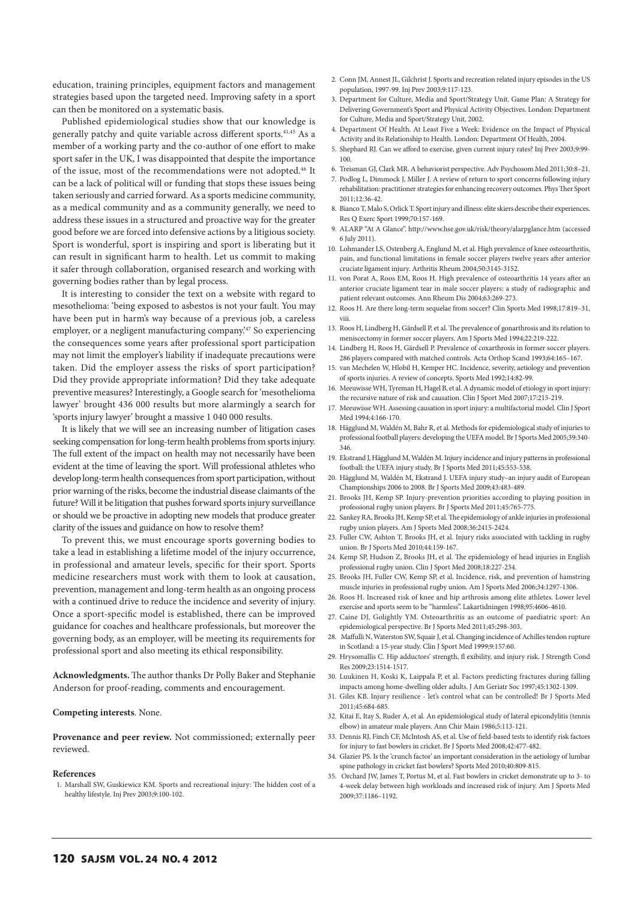education, training principles, equipment factors and management strategies based upon the targeted need. Improving safety in a sport can then be monitored on a systematic basis.

Published epidemiological studies show that our knowledge is generally patchy and quite variable across different sports.[41,45] As a member of a working party and the co-author of one effort to make sport safer in the UK, I was disappointed that despite the importance of the issue, most of the recommendations were not adopted.[46] It can be a lack of political will or funding that stops these issues being taken seriously and carried forward. As a sports medicine community, as a medical community and as a community generally, we need to address these issues in a structured and proactive way for the greater good before we are forced into defensive actions by a litigious society. Sport is wonderful, sport is inspiring and sport is liberating but it can result in significant harm to health. Let us commit to making it safer through collaboration, organised research and working with governing bodies rather than by legal process.

It is interesting to consider the text on a website with regard to mesothelioma: 'being exposed to asbestos is not your fault. You may have been put in harm's way because of a previous job, a careless employer, or a negligent manufacturing company.'[47] So experiencing the consequences some years after professional sport participation may not limit the employer's liability if inadequate precautions were taken. Did the employer assess the risks of sport participation? Did they provide appropriate information? Did they take adequate preventive measures? Interestingly, a Google search for 'mesothelioma lawyer' brought 436 000 results but more alarmingly a search for 'sports injury lawyer' brought a massive 1 040 000 results.

It is likely that we will see an increasing number of litigation cases seeking compensation for long-term health problems from sports injury. The full extent of the impact on health may not necessarily have been evident at the time of leaving the sport. Will professional athletes who develop long-term health consequences from sport participation, without prior warning of the risks, become the industrial disease claimants of the future? Will it be litigation that pushes forward sports injury surveillance or should we be proactive in adopting new models that produce greater clarity of the issues and guidance on how to resolve them?

To prevent this, we must encourage sports governing bodies to take a lead in establishing a lifetime model of the injury occurrence, in professional and amateur levels, specific for their sport. Sports medicine researchers must work with them to look at causation, prevention, management and long-term health as an ongoing process with a continued drive to reduce the incidence and severity of injury. Once a sport-specific model is established, there can be improved guidance for coaches and healthcare professionals, but moreover the governing body, as an employer, will be meeting its requirements for professional sport and also meeting its ethical responsibility.

**Acknowledgments.** The author thanks Dr Polly Baker and Stephanie Anderson for proof-reading, comments and encouragement.

**Competing interests**. None.

**Provenance and peer review.** Not commissioned; externally peer reviewed.

#### References

1. Marshall SW, Guskiewicz KM. Sports and recreational injury: The hidden cost of a healthy lifestyle. Inj Prev 2003;9:100-102.
2. Conn JM, Annest JL, Gilchrist J. Sports and recreation related injury episodes in the US population, 1997-99. Inj Prev 2003;9:117-123.
3. Department for Culture, Media and Sport/Strategy Unit. Game Plan: A Strategy for Delivering Government's Sport and Physical Activity Objectives. London: Department for Culture, Media and Sport/Strategy Unit, 2002.
4. Department Of Health. At Least Five a Week: Evidence on the Impact of Physical Activity and its Relationship to Health. London: Department Of Health, 2004.
5. Shephard RJ. Can we afford to exercise, given current injury rates? Inj Prev 2003;9:99-100.
6. Treisman GJ, Clark MR. A behaviorist perspective. Adv Psychosom Med 2011;30:8–21.
7. Podlog L, Dimmock J, Miller J. A review of return to sport concerns following injury rehabilitation: practitioner strategies for enhancing recovery outcomes. Phys Ther Sport 2011;12:36-42.
8. Bianco T, Malo S, Orlick T. Sport injury and illness: elite skiers describe their experiences. Res Q Exerc Sport 1999;70:157-169.
9. ALARP "At A Glance". http://www.hse.gov.uk/risk/theory/alarpglance.htm (accessed 6 July 2011).
10. Lohmander LS, Ostenberg A, Englund M, et al. High prevalence of knee osteoarthritis, pain, and functional limitations in female soccer players twelve years after anterior cruciate ligament injury. Arthritis Rheum 2004;50:3145-3152.
11. von Porat A, Roos EM, Roos H. High prevalence of osteoarthritis 14 years after an anterior cruciate ligament tear in male soccer players: a study of radiographic and patient relevant outcomes. Ann Rheum Dis 2004;63:269-273.
12. Roos H. Are there long-term sequelae from soccer? Clin Sports Med 1998;17:819–31, viii.
13. Roos H, Lindberg H, Gärdsell P, et al. The prevalence of gonarthrosis and its relation to meniscectomy in former soccer players. Am J Sports Med 1994;22:219-222.
14. Lindberg H, Roos H, Gärdsell P. Prevalence of coxarthrosis in former soccer players. 286 players compared with matched controls. Acta Orthop Scand 1993;64:165–167.
15. van Mechelen W, Hlobil H, Kemper HC. Incidence, severity, aetiology and prevention of sports injuries. A review of concepts. Sports Med 1992;14:82-99.
16. Meeuwisse WH, Tyreman H, Hagel B, et al. A dynamic model of etiology in sport injury: the recursive nature of risk and causation. Clin J Sport Med 2007;17:215-219.
17. Meeuwisse WH. Assessing causation in sport injury: a multifactorial model. Clin J Sport Med 1994;4:166-170.
18. Hägglund M, Waldén M, Bahr R, et al. Methods for epidemiological study of injuries to professional football players: developing the UEFA model. Br J Sports Med 2005;39:340-346.
19. Ekstrand J, Hägglund M, Waldén M. Injury incidence and injury patterns in professional football: the UEFA injury study. Br J Sports Med 2011;45:553-538.
20. Hägglund M, Waldén M, Ekstrand J. UEFA injury study–an injury audit of European Championships 2006 to 2008. Br J Sports Med 2009;43:483-489.
21. Brooks JH, Kemp SP. Injury-prevention priorities according to playing position in professional rugby union players. Br J Sports Med 2011;45:765-775.
22. Sankey RA, Brooks JH, Kemp SP, et al. The epidemiology of ankle injuries in professional rugby union players. Am J Sports Med 2008;36:2415-2424.
23. Fuller CW, Ashton T, Brooks JH, et al. Injury risks associated with tackling in rugby union. Br J Sports Med 2010;44:159-167.
24. Kemp SP, Hudson Z, Brooks JH, et al. The epidemiology of head injuries in English professional rugby union. Clin J Sport Med 2008;18:227-234.
25. Brooks JH, Fuller CW, Kemp SP, et al. Incidence, risk, and prevention of hamstring muscle injuries in professional rugby union. Am J Sports Med 2006;34:1297-1306.
26. Roos H. Increased risk of knee and hip arthrosis among elite athletes. Lower level exercise and sports seem to be "harmless". Lakartidningen 1998;95:4606-4610.
27. Caine DJ, Golightly YM. Osteoarthritis as an outcome of paediatric sport: An epidemiological perspective. Br J Sports Med 2011;45:298-303.
28. Maffulli N, Waterston SW, Squair J, et al. Changing incidence of Achilles tendon rupture in Scotland: a 15-year study. Clin J Sport Med 1999;9:157:60.
29. Hrysomallis C. Hip adductors' strength, fl exibility, and injury risk. J Strength Cond Res 2009;23:1514-1517.
30. Luukinen H, Koski K, Laippala P, et al. Factors predicting fractures during falling impacts among home-dwelling older adults. J Am Geriatr Soc 1997;45:1302-1309.
31. Giles KB. Injury resilience - let's control what can be controlled! Br J Sports Med 2011;45:684-685.
32. Kitai E, Itay S, Ruder A, et al. An epidemiological study of lateral epicondylitis (tennis elbow) in amateur male players. Ann Chir Main 1986;5:113-121.
33. Dennis RJ, Finch CF, McIntosh AS, et al. Use of field-based tests to identify risk factors for injury to fast bowlers in cricket. Br J Sports Med 2008;42:477-482.
34. Glazier PS. Is the 'crunch factor' an important consideration in the aetiology of lumbar spine pathology in cricket fast bowlers? Sports Med 2010;40:809-815.
35. Orchard JW, James T, Portus M, et al. Fast bowlers in cricket demonstrate up to 3- to 4-week delay between high workloads and increased risk of injury. Am J Sports Med 2009;37:1186–1192.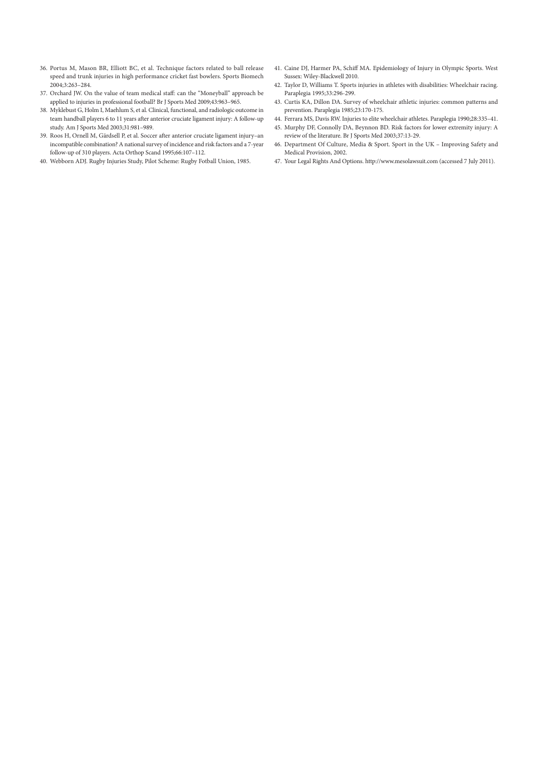36. Portus M, Mason BR, Elliott BC, et al. Technique factors related to ball release speed and trunk injuries in high performance cricket fast bowlers. Sports Biomech 2004;3:263–284.
37. Orchard JW. On the value of team medical staff: can the "Moneyball" approach be applied to injuries in professional football? Br J Sports Med 2009;43:963–965.
38. Myklebust G, Holm I, Maehlum S, et al. Clinical, functional, and radiologic outcome in team handball players 6 to 11 years after anterior cruciate ligament injury: A follow-up study. Am J Sports Med 2003;31:981–989.
39. Roos H, Ornell M, Gärdsell P, et al. Soccer after anterior cruciate ligament injury–an incompatible combination? A national survey of incidence and risk factors and a 7-year follow-up of 310 players. Acta Orthop Scand 1995;66:107–112.
40. Webborn ADJ. Rugby Injuries Study, Pilot Scheme: Rugby Fotball Union, 1985.
41. Caine DJ, Harmer PA, Schiff MA. Epidemiology of Injury in Olympic Sports. West Sussex: Wiley-Blackwell 2010.
42. Taylor D, Williams T. Sports injuries in athletes with disabilities: Wheelchair racing. Paraplegia 1995;33:296-299.
43. Curtis KA, Dillon DA. Survey of wheelchair athletic injuries: common patterns and prevention. Paraplegia 1985;23:170-175.
44. Ferrara MS, Davis RW. Injuries to elite wheelchair athletes. Paraplegia 1990;28:335–41.
45. Murphy DF, Connolly DA, Beynnon BD. Risk factors for lower extremity injury: A review of the literature. Br J Sports Med 2003;37:13-29.
46. Department Of Culture, Media & Sport. Sport in the UK – Improving Safety and Medical Provision, 2002.
47. Your Legal Rights And Options. http://www.mesolawsuit.com (accessed 7 July 2011).